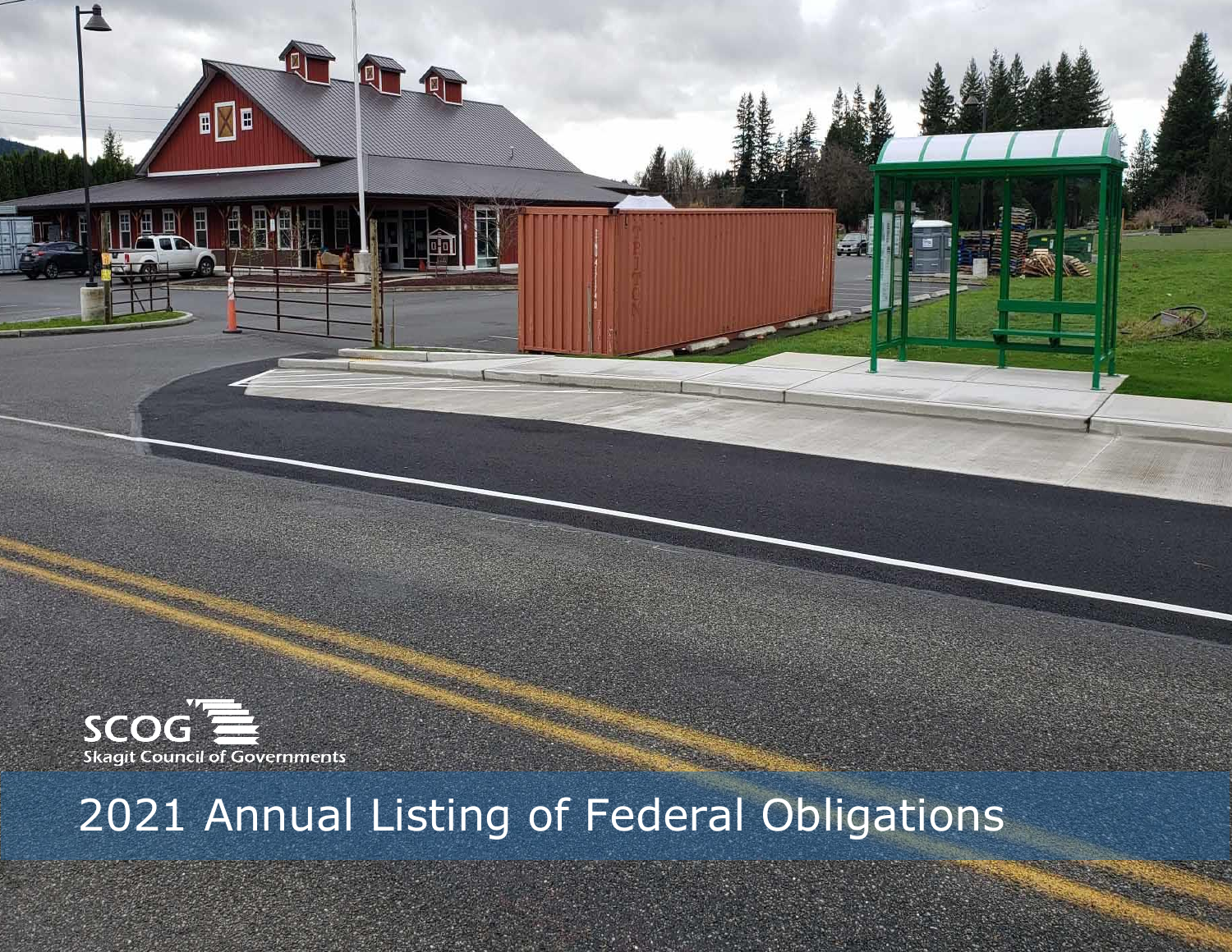SCOG
Skagit Council of Governments

# 2021 Annual Listing of Federal Obligations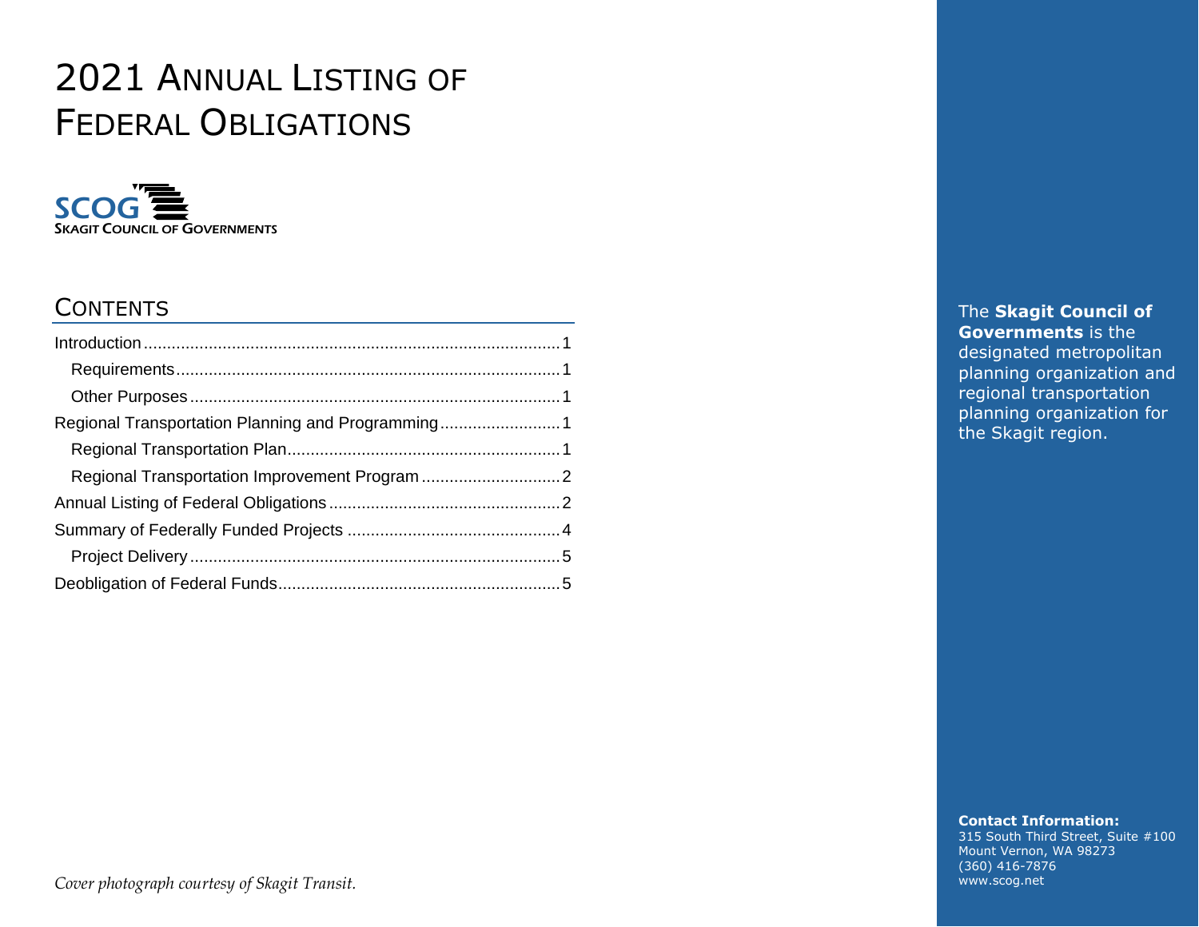# 2021 Annual Listing of Federal Obligations

SCOG
Skagit Council of Governments

## Contents

Introduction ..... 1
- Requirements ..... 1
- Other Purposes ..... 1

Regional Transportation Planning and Programming ..... 1
- Regional Transportation Plan ..... 1
- Regional Transportation Improvement Program ..... 2

Annual Listing of Federal Obligations ..... 2

Summary of Federally Funded Projects ..... 4
- Project Delivery ..... 5

Deobligation of Federal Funds ..... 5

*Cover photograph courtesy of Skagit Transit.*

The **Skagit Council of Governments** is the designated metropolitan planning organization and regional transportation planning organization for the Skagit region.

**Contact Information:**
315 South Third Street, Suite #100
Mount Vernon, WA 98273
(360) 416-7876
www.scog.net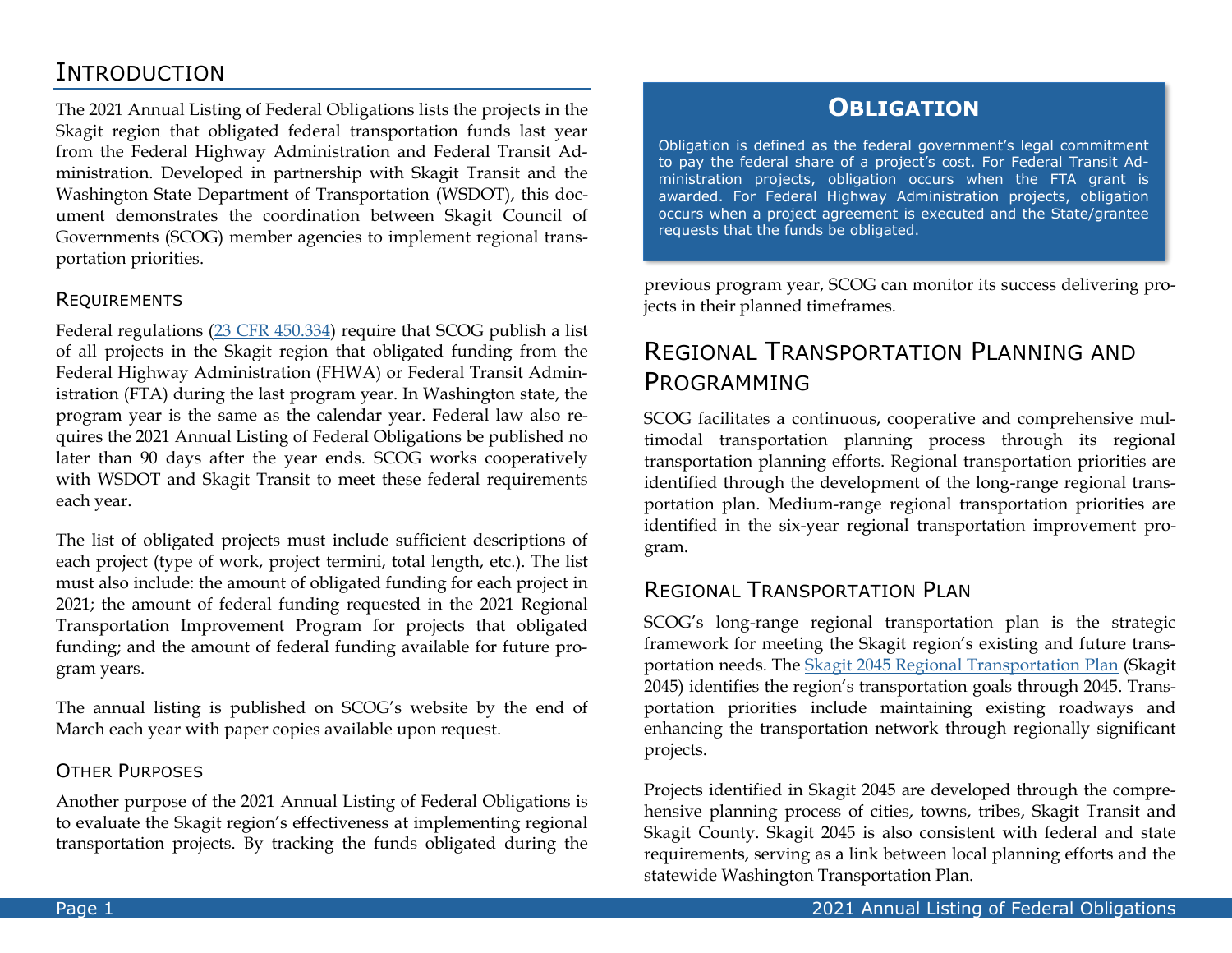# Introduction

The 2021 Annual Listing of Federal Obligations lists the projects in the Skagit region that obligated federal transportation funds last year from the Federal Highway Administration and Federal Transit Administration. Developed in partnership with Skagit Transit and the Washington State Department of Transportation (WSDOT), this document demonstrates the coordination between Skagit Council of Governments (SCOG) member agencies to implement regional transportation priorities.

## Requirements

Federal regulations ([23 CFR 450.334]) require that SCOG publish a list of all projects in the Skagit region that obligated funding from the Federal Highway Administration (FHWA) or Federal Transit Administration (FTA) during the last program year. In Washington state, the program year is the same as the calendar year. Federal law also requires the 2021 Annual Listing of Federal Obligations be published no later than 90 days after the year ends. SCOG works cooperatively with WSDOT and Skagit Transit to meet these federal requirements each year.

The list of obligated projects must include sufficient descriptions of each project (type of work, project termini, total length, etc.). The list must also include: the amount of obligated funding for each project in 2021; the amount of federal funding requested in the 2021 Regional Transportation Improvement Program for projects that obligated funding; and the amount of federal funding available for future program years.

The annual listing is published on SCOG's website by the end of March each year with paper copies available upon request.

## Other Purposes

Another purpose of the 2021 Annual Listing of Federal Obligations is to evaluate the Skagit region's effectiveness at implementing regional transportation projects. By tracking the funds obligated during the previous program year, SCOG can monitor its success delivering projects in their planned timeframes.

> **Obligation**
>
> Obligation is defined as the federal government's legal commitment to pay the federal share of a project's cost. For Federal Transit Administration projects, obligation occurs when the FTA grant is awarded. For Federal Highway Administration projects, obligation occurs when a project agreement is executed and the State/grantee requests that the funds be obligated.

# Regional Transportation Planning and Programming

SCOG facilitates a continuous, cooperative and comprehensive multimodal transportation planning process through its regional transportation planning efforts. Regional transportation priorities are identified through the development of the long-range regional transportation plan. Medium-range regional transportation priorities are identified in the six-year regional transportation improvement program.

## Regional Transportation Plan

SCOG's long-range regional transportation plan is the strategic framework for meeting the Skagit region's existing and future transportation needs. The [Skagit 2045 Regional Transportation Plan] (Skagit 2045) identifies the region's transportation goals through 2045. Transportation priorities include maintaining existing roadways and enhancing the transportation network through regionally significant projects.

Projects identified in Skagit 2045 are developed through the comprehensive planning process of cities, towns, tribes, Skagit Transit and Skagit County. Skagit 2045 is also consistent with federal and state requirements, serving as a link between local planning efforts and the statewide Washington Transportation Plan.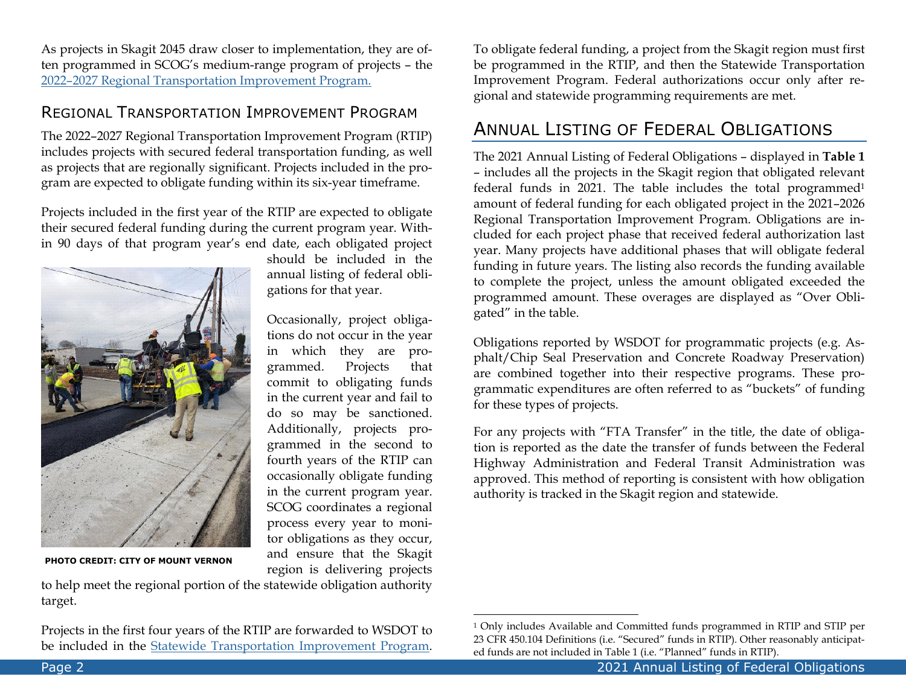As projects in Skagit 2045 draw closer to implementation, they are often programmed in SCOG's medium-range program of projects – the [2022–2027 Regional Transportation Improvement Program.](#)

## Regional Transportation Improvement Program

The 2022–2027 Regional Transportation Improvement Program (RTIP) includes projects with secured federal transportation funding, as well as projects that are regionally significant. Projects included in the program are expected to obligate funding within its six-year timeframe.

Projects included in the first year of the RTIP are expected to obligate their secured federal funding during the current program year. Within 90 days of that program year's end date, each obligated project should be included in the annual listing of federal obligations for that year.

Occasionally, project obligations do not occur in the year in which they are programmed. Projects that commit to obligating funds in the current year and fail to do so may be sanctioned. Additionally, projects programmed in the second to fourth years of the RTIP can occasionally obligate funding in the current program year. SCOG coordinates a regional process every year to monitor obligations as they occur, and ensure that the Skagit region is delivering projects to help meet the regional portion of the statewide obligation authority target.

**PHOTO CREDIT: CITY OF MOUNT VERNON**

Projects in the first four years of the RTIP are forwarded to WSDOT to be included in the [Statewide Transportation Improvement Program](#).

To obligate federal funding, a project from the Skagit region must first be programmed in the RTIP, and then the Statewide Transportation Improvement Program. Federal authorizations occur only after regional and statewide programming requirements are met.

## Annual Listing of Federal Obligations

The 2021 Annual Listing of Federal Obligations – displayed in **Table 1** – includes all the projects in the Skagit region that obligated relevant federal funds in 2021. The table includes the total programmed[1] amount of federal funding for each obligated project in the 2021–2026 Regional Transportation Improvement Program. Obligations are included for each project phase that received federal authorization last year. Many projects have additional phases that will obligate federal funding in future years. The listing also records the funding available to complete the project, unless the amount obligated exceeded the programmed amount. These overages are displayed as "Over Obligated" in the table.

Obligations reported by WSDOT for programmatic projects (e.g. Asphalt/Chip Seal Preservation and Concrete Roadway Preservation) are combined together into their respective programs. These programmatic expenditures are often referred to as "buckets" of funding for these types of projects.

For any projects with "FTA Transfer" in the title, the date of obligation is reported as the date the transfer of funds between the Federal Highway Administration and Federal Transit Administration was approved. This method of reporting is consistent with how obligation authority is tracked in the Skagit region and statewide.

[1] Only includes Available and Committed funds programmed in RTIP and STIP per 23 CFR 450.104 Definitions (i.e. "Secured" funds in RTIP). Other reasonably anticipated funds are not included in Table 1 (i.e. "Planned" funds in RTIP).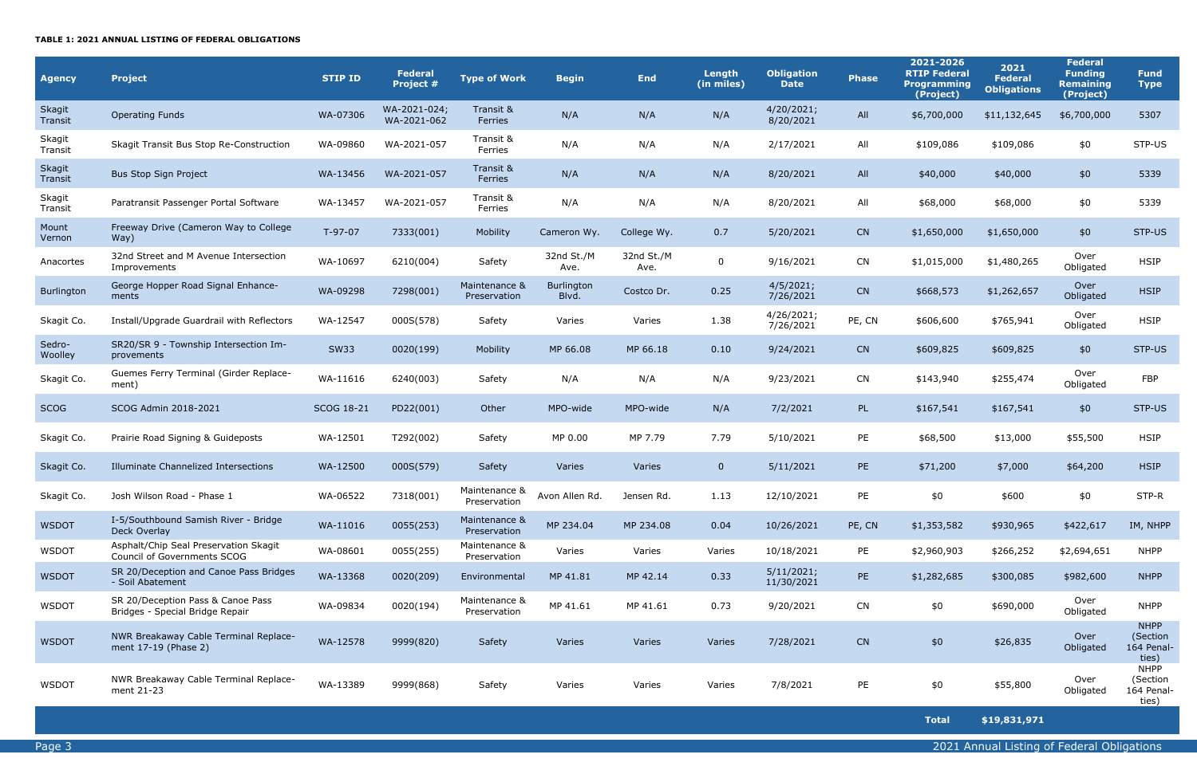**TABLE 1: 2021 ANNUAL LISTING OF FEDERAL OBLIGATIONS**

| Agency | Project | STIP ID | Federal Project # | Type of Work | Begin | End | Length (in miles) | Obligation Date | Phase | 2021-2026 RTIP Federal Programming (Project) | 2021 Federal Obligations | Federal Funding Remaining (Project) | Fund Type |
|---|---|---|---|---|---|---|---|---|---|---|---|---|---|
| Skagit Transit | Operating Funds | WA-07306 | WA-2021-024; WA-2021-062 | Transit & Ferries | N/A | N/A | N/A | 4/20/2021; 8/20/2021 | All | $6,700,000 | $11,132,645 | $6,700,000 | 5307 |
| Skagit Transit | Skagit Transit Bus Stop Re-Construction | WA-09860 | WA-2021-057 | Transit & Ferries | N/A | N/A | N/A | 2/17/2021 | All | $109,086 | $109,086 | $0 | STP-US |
| Skagit Transit | Bus Stop Sign Project | WA-13456 | WA-2021-057 | Transit & Ferries | N/A | N/A | N/A | 8/20/2021 | All | $40,000 | $40,000 | $0 | 5339 |
| Skagit Transit | Paratransit Passenger Portal Software | WA-13457 | WA-2021-057 | Transit & Ferries | N/A | N/A | N/A | 8/20/2021 | All | $68,000 | $68,000 | $0 | 5339 |
| Mount Vernon | Freeway Drive (Cameron Way to College Way) | T-97-07 | 7333(001) | Mobility | Cameron Wy. | College Wy. | 0.7 | 5/20/2021 | CN | $1,650,000 | $1,650,000 | $0 | STP-US |
| Anacortes | 32nd Street and M Avenue Intersection Improvements | WA-10697 | 6210(004) | Safety | 32nd St./M Ave. | 32nd St./M Ave. | 0 | 9/16/2021 | CN | $1,015,000 | $1,480,265 | Over Obligated | HSIP |
| Burlington | George Hopper Road Signal Enhance-ments | WA-09298 | 7298(001) | Maintenance & Preservation | Burlington Blvd. | Costco Dr. | 0.25 | 4/5/2021; 7/26/2021 | CN | $668,573 | $1,262,657 | Over Obligated | HSIP |
| Skagit Co. | Install/Upgrade Guardrail with Reflectors | WA-12547 | 000S(578) | Safety | Varies | Varies | 1.38 | 4/26/2021; 7/26/2021 | PE, CN | $606,600 | $765,941 | Over Obligated | HSIP |
| Sedro-Woolley | SR20/SR 9 - Township Intersection Im-provements | SW33 | 0020(199) | Mobility | MP 66.08 | MP 66.18 | 0.10 | 9/24/2021 | CN | $609,825 | $609,825 | $0 | STP-US |
| Skagit Co. | Guemes Ferry Terminal (Girder Replace-ment) | WA-11616 | 6240(003) | Safety | N/A | N/A | N/A | 9/23/2021 | CN | $143,940 | $255,474 | Over Obligated | FBP |
| SCOG | SCOG Admin 2018-2021 | SCOG 18-21 | PD22(001) | Other | MPO-wide | MPO-wide | N/A | 7/2/2021 | PL | $167,541 | $167,541 | $0 | STP-US |
| Skagit Co. | Prairie Road Signing & Guideposts | WA-12501 | T292(002) | Safety | MP 0.00 | MP 7.79 | 7.79 | 5/10/2021 | PE | $68,500 | $13,000 | $55,500 | HSIP |
| Skagit Co. | Illuminate Channelized Intersections | WA-12500 | 000S(579) | Safety | Varies | Varies | 0 | 5/11/2021 | PE | $71,200 | $7,000 | $64,200 | HSIP |
| Skagit Co. | Josh Wilson Road - Phase 1 | WA-06522 | 7318(001) | Maintenance & Preservation | Avon Allen Rd. | Jensen Rd. | 1.13 | 12/10/2021 | PE | $0 | $600 | $0 | STP-R |
| WSDOT | I-5/Southbound Samish River - Bridge Deck Overlay | WA-11016 | 0055(253) | Maintenance & Preservation | MP 234.04 | MP 234.08 | 0.04 | 10/26/2021 | PE, CN | $1,353,582 | $930,965 | $422,617 | IM, NHPP |
| WSDOT | Asphalt/Chip Seal Preservation Skagit Council of Governments SCOG | WA-08601 | 0055(255) | Maintenance & Preservation | Varies | Varies | Varies | 10/18/2021 | PE | $2,960,903 | $266,252 | $2,694,651 | NHPP |
| WSDOT | SR 20/Deception and Canoe Pass Bridges - Soil Abatement | WA-13368 | 0020(209) | Environmental | MP 41.81 | MP 42.14 | 0.33 | 5/11/2021; 11/30/2021 | PE | $1,282,685 | $300,085 | $982,600 | NHPP |
| WSDOT | SR 20/Deception Pass & Canoe Pass Bridges - Special Bridge Repair | WA-09834 | 0020(194) | Maintenance & Preservation | MP 41.61 | MP 41.61 | 0.73 | 9/20/2021 | CN | $0 | $690,000 | Over Obligated | NHPP |
| WSDOT | NWR Breakaway Cable Terminal Replace-ment 17-19 (Phase 2) | WA-12578 | 9999(820) | Safety | Varies | Varies | Varies | 7/28/2021 | CN | $0 | $26,835 | Over Obligated | NHPP (Section 164 Penal-ties) |
| WSDOT | NWR Breakaway Cable Terminal Replace-ment 21-23 | WA-13389 | 9999(868) | Safety | Varies | Varies | Varies | 7/8/2021 | PE | $0 | $55,800 | Over Obligated | NHPP (Section 164 Penal-ties) |
| | | | | | | | | | | **Total** | **$19,831,971** | | |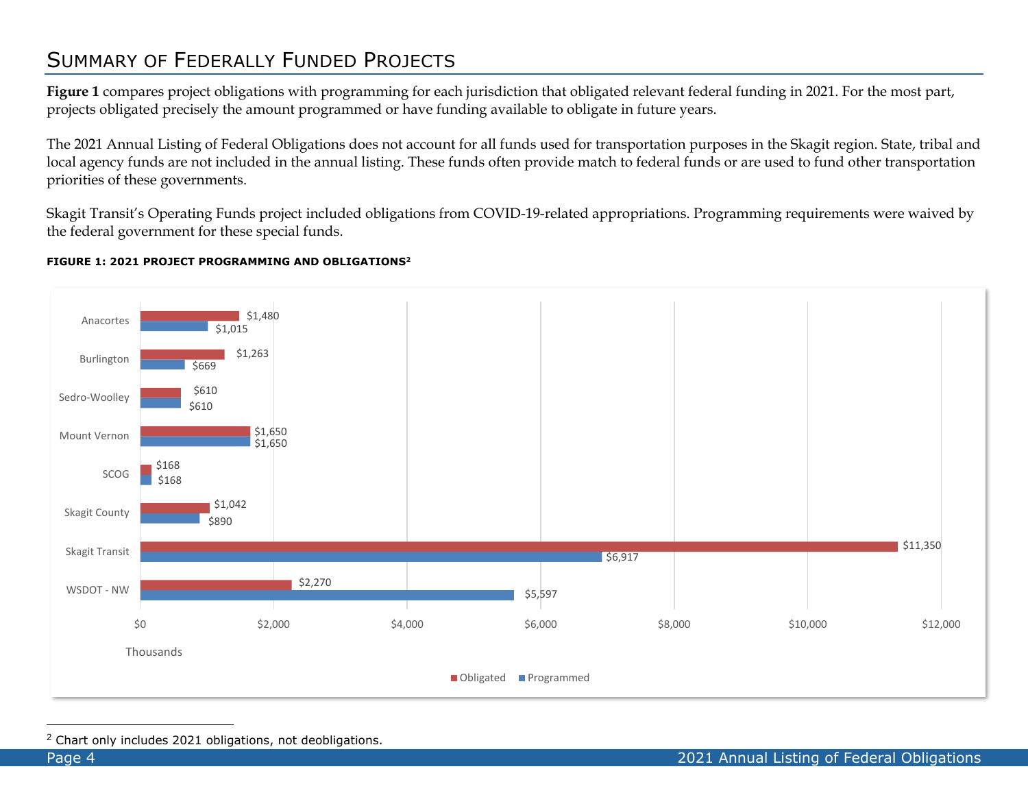## Summary of Federally Funded Projects

**Figure 1** compares project obligations with programming for each jurisdiction that obligated relevant federal funding in 2021. For the most part, projects obligated precisely the amount programmed or have funding available to obligate in future years.

The 2021 Annual Listing of Federal Obligations does not account for all funds used for transportation purposes in the Skagit region. State, tribal and local agency funds are not included in the annual listing. These funds often provide match to federal funds or are used to fund other transportation priorities of these governments.

Skagit Transit's Operating Funds project included obligations from COVID-19-related appropriations. Programming requirements were waived by the federal government for these special funds.

**FIGURE 1: 2021 PROJECT PROGRAMMING AND OBLIGATIONS[2]**

| Jurisdiction | Obligated (Thousands) | Programmed (Thousands) |
|---|---|---|
| Anacortes | $1,480 | $1,015 |
| Burlington | $1,263 | $669 |
| Sedro-Woolley | $610 | $610 |
| Mount Vernon | $1,650 | $1,650 |
| SCOG | $168 | $168 |
| Skagit County | $1,042 | $890 |
| Skagit Transit | $11,350 | $6,917 |
| WSDOT - NW | $2,270 | $5,597 |

[2] Chart only includes 2021 obligations, not deobligations.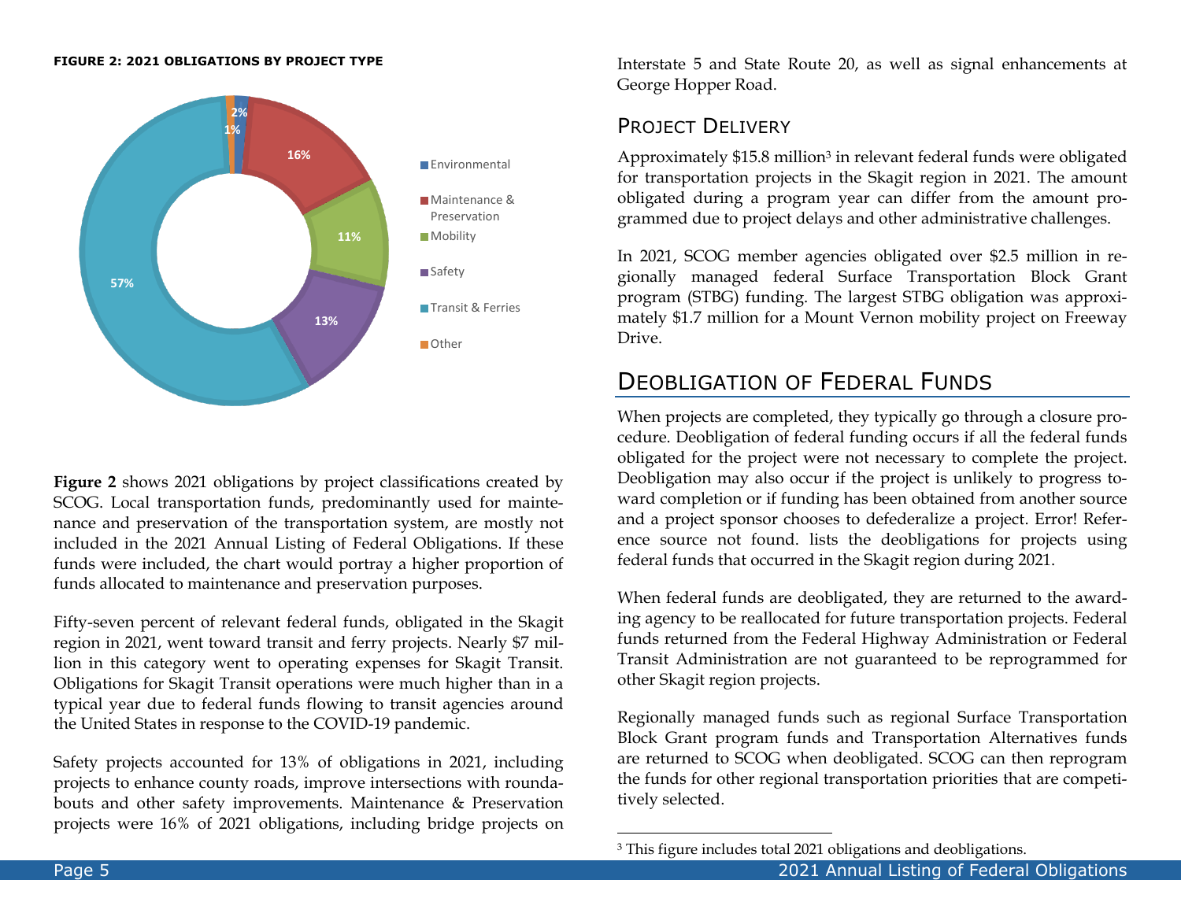**FIGURE 2: 2021 OBLIGATIONS BY PROJECT TYPE**

| Project Type | Percent |
|---|---|
| Environmental | 2% |
| Maintenance & Preservation | 16% |
| Mobility | 11% |
| Safety | 13% |
| Transit & Ferries | 57% |
| Other | 1% |

**Figure 2** shows 2021 obligations by project classifications created by SCOG. Local transportation funds, predominantly used for maintenance and preservation of the transportation system, are mostly not included in the 2021 Annual Listing of Federal Obligations. If these funds were included, the chart would portray a higher proportion of funds allocated to maintenance and preservation purposes.

Fifty-seven percent of relevant federal funds, obligated in the Skagit region in 2021, went toward transit and ferry projects. Nearly $7 million in this category went to operating expenses for Skagit Transit. Obligations for Skagit Transit operations were much higher than in a typical year due to federal funds flowing to transit agencies around the United States in response to the COVID-19 pandemic.

Safety projects accounted for 13% of obligations in 2021, including projects to enhance county roads, improve intersections with roundabouts and other safety improvements. Maintenance & Preservation projects were 16% of 2021 obligations, including bridge projects on Interstate 5 and State Route 20, as well as signal enhancements at George Hopper Road.

### Project Delivery

Approximately $15.8 million[3] in relevant federal funds were obligated for transportation projects in the Skagit region in 2021. The amount obligated during a program year can differ from the amount programmed due to project delays and other administrative challenges.

In 2021, SCOG member agencies obligated over $2.5 million in regionally managed federal Surface Transportation Block Grant program (STBG) funding. The largest STBG obligation was approximately $1.7 million for a Mount Vernon mobility project on Freeway Drive.

## Deobligation of Federal Funds

When projects are completed, they typically go through a closure procedure. Deobligation of federal funding occurs if all the federal funds obligated for the project were not necessary to complete the project. Deobligation may also occur if the project is unlikely to progress toward completion or if funding has been obtained from another source and a project sponsor chooses to defederalize a project. Error! Reference source not found. lists the deobligations for projects using federal funds that occurred in the Skagit region during 2021.

When federal funds are deobligated, they are returned to the awarding agency to be reallocated for future transportation projects. Federal funds returned from the Federal Highway Administration or Federal Transit Administration are not guaranteed to be reprogrammed for other Skagit region projects.

Regionally managed funds such as regional Surface Transportation Block Grant program funds and Transportation Alternatives funds are returned to SCOG when deobligated. SCOG can then reprogram the funds for other regional transportation priorities that are competitively selected.

---

[3] This figure includes total 2021 obligations and deobligations.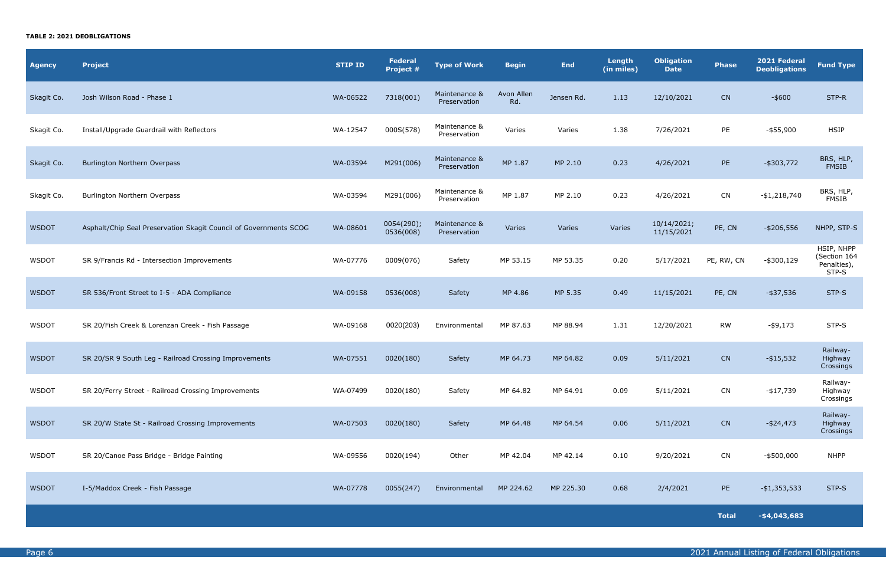**TABLE 2: 2021 DEOBLIGATIONS**

| Agency | Project | STIP ID | Federal Project # | Type of Work | Begin | End | Length (in miles) | Obligation Date | Phase | 2021 Federal Deobligations | Fund Type |
|---|---|---|---|---|---|---|---|---|---|---|---|
| Skagit Co. | Josh Wilson Road - Phase 1 | WA-06522 | 7318(001) | Maintenance & Preservation | Avon Allen Rd. | Jensen Rd. | 1.13 | 12/10/2021 | CN | -$600 | STP-R |
| Skagit Co. | Install/Upgrade Guardrail with Reflectors | WA-12547 | 000S(578) | Maintenance & Preservation | Varies | Varies | 1.38 | 7/26/2021 | PE | -$55,900 | HSIP |
| Skagit Co. | Burlington Northern Overpass | WA-03594 | M291(006) | Maintenance & Preservation | MP 1.87 | MP 2.10 | 0.23 | 4/26/2021 | PE | -$303,772 | BRS, HLP, FMSIB |
| Skagit Co. | Burlington Northern Overpass | WA-03594 | M291(006) | Maintenance & Preservation | MP 1.87 | MP 2.10 | 0.23 | 4/26/2021 | CN | -$1,218,740 | BRS, HLP, FMSIB |
| WSDOT | Asphalt/Chip Seal Preservation Skagit Council of Governments SCOG | WA-08601 | 0054(290); 0536(008) | Maintenance & Preservation | Varies | Varies | Varies | 10/14/2021; 11/15/2021 | PE, CN | -$206,556 | NHPP, STP-S |
| WSDOT | SR 9/Francis Rd - Intersection Improvements | WA-07776 | 0009(076) | Safety | MP 53.15 | MP 53.35 | 0.20 | 5/17/2021 | PE, RW, CN | -$300,129 | HSIP, NHPP (Section 164 Penalties), STP-S |
| WSDOT | SR 536/Front Street to I-5 - ADA Compliance | WA-09158 | 0536(008) | Safety | MP 4.86 | MP 5.35 | 0.49 | 11/15/2021 | PE, CN | -$37,536 | STP-S |
| WSDOT | SR 20/Fish Creek & Lorenzan Creek - Fish Passage | WA-09168 | 0020(203) | Environmental | MP 87.63 | MP 88.94 | 1.31 | 12/20/2021 | RW | -$9,173 | STP-S |
| WSDOT | SR 20/SR 9 South Leg - Railroad Crossing Improvements | WA-07551 | 0020(180) | Safety | MP 64.73 | MP 64.82 | 0.09 | 5/11/2021 | CN | -$15,532 | Railway-Highway Crossings |
| WSDOT | SR 20/Ferry Street - Railroad Crossing Improvements | WA-07499 | 0020(180) | Safety | MP 64.82 | MP 64.91 | 0.09 | 5/11/2021 | CN | -$17,739 | Railway-Highway Crossings |
| WSDOT | SR 20/W State St - Railroad Crossing Improvements | WA-07503 | 0020(180) | Safety | MP 64.48 | MP 64.54 | 0.06 | 5/11/2021 | CN | -$24,473 | Railway-Highway Crossings |
| WSDOT | SR 20/Canoe Pass Bridge - Bridge Painting | WA-09556 | 0020(194) | Other | MP 42.04 | MP 42.14 | 0.10 | 9/20/2021 | CN | -$500,000 | NHPP |
| WSDOT | I-5/Maddox Creek - Fish Passage | WA-07778 | 0055(247) | Environmental | MP 224.62 | MP 225.30 | 0.68 | 2/4/2021 | PE | -$1,353,533 | STP-S |
| | | | | | | | | | **Total** | **-$4,043,683** | |